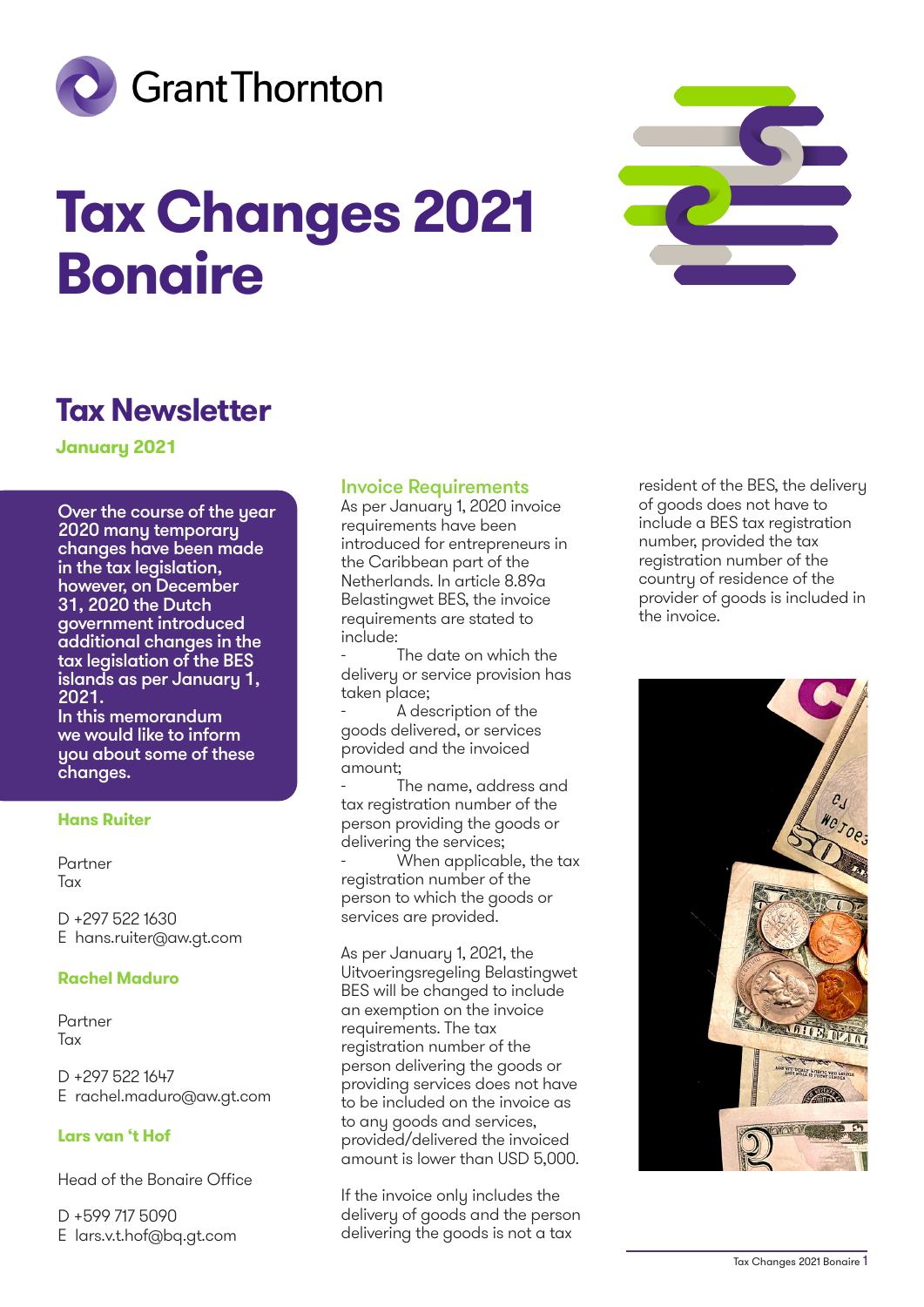# Tax Changes 2021 Bonaire

## Tax Newsletter

**January 2021**

**Over the course of the year 2020 many temporary changes have been made in the tax legislation, however, on December 31, 2020 the Dutch government introduced additional changes in the tax legislation of the BES islands as per January 1, 2021.**
**In this memorandum we would like to inform you about some of these changes.**

**Hans Ruiter**

Partner
Tax

D +297 522 1630
E hans.ruiter@aw.gt.com

**Rachel Maduro**

Partner
Tax

D +297 522 1647
E rachel.maduro@aw.gt.com

**Lars van 't Hof**

Head of the Bonaire Office

D +599 717 5090
E lars.v.t.hof@bq.gt.com

### Invoice Requirements

As per January 1, 2020 invoice requirements have been introduced for entrepreneurs in the Caribbean part of the Netherlands. In article 8.89a Belastingwet BES, the invoice requirements are stated to include:

- The date on which the delivery or service provision has taken place;
- A description of the goods delivered, or services provided and the invoiced amount;
- The name, address and tax registration number of the person providing the goods or delivering the services;
- When applicable, the tax registration number of the person to which the goods or services are provided.

As per January 1, 2021, the Uitvoeringsregeling Belastingwet BES will be changed to include an exemption on the invoice requirements. The tax registration number of the person delivering the goods or providing services does not have to be included on the invoice as to any goods and services, provided/delivered the invoiced amount is lower than USD 5,000.

If the invoice only includes the delivery of goods and the person delivering the goods is not a tax resident of the BES, the delivery of goods does not have to include a BES tax registration number, provided the tax registration number of the country of residence of the provider of goods is included in the invoice.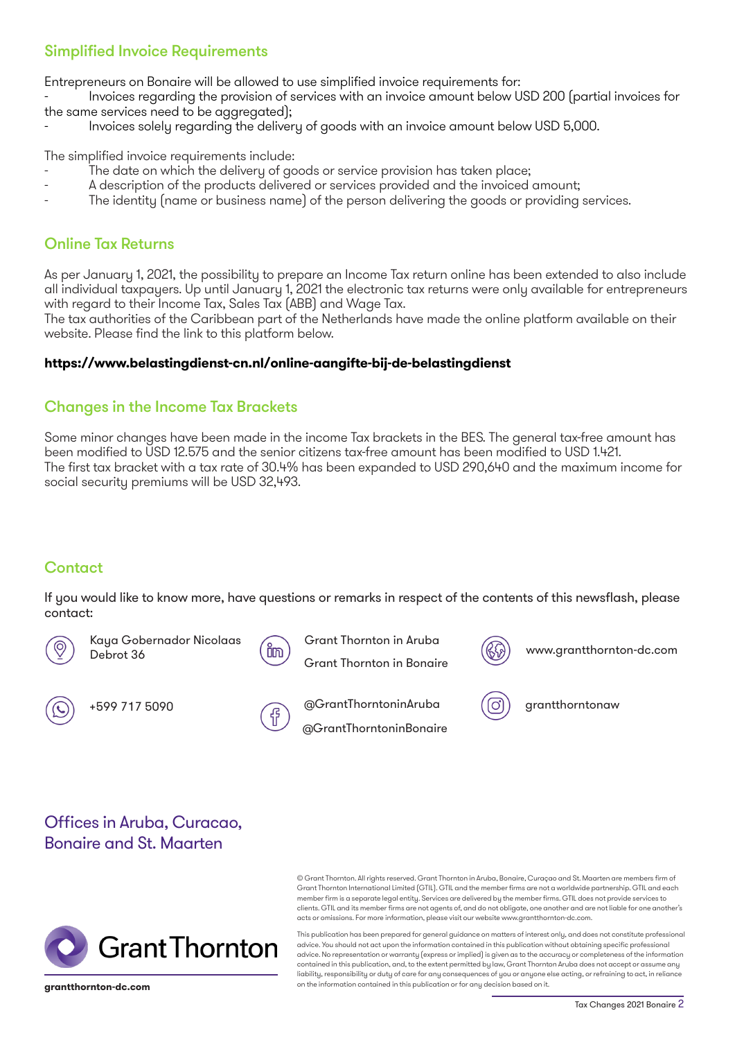## Simplified Invoice Requirements

Entrepreneurs on Bonaire will be allowed to use simplified invoice requirements for:

- Invoices regarding the provision of services with an invoice amount below USD 200 (partial invoices for the same services need to be aggregated);
- Invoices solely regarding the delivery of goods with an invoice amount below USD 5,000.

The simplified invoice requirements include:

- The date on which the delivery of goods or service provision has taken place;
- A description of the products delivered or services provided and the invoiced amount;
- The identity (name or business name) of the person delivering the goods or providing services.

## Online Tax Returns

As per January 1, 2021, the possibility to prepare an Income Tax return online has been extended to also include all individual taxpayers. Up until January 1, 2021 the electronic tax returns were only available for entrepreneurs with regard to their Income Tax, Sales Tax (ABB) and Wage Tax.
The tax authorities of the Caribbean part of the Netherlands have made the online platform available on their website. Please find the link to this platform below.

**https://www.belastingdienst-cn.nl/online-aangifte-bij-de-belastingdienst**

## Changes in the Income Tax Brackets

Some minor changes have been made in the income Tax brackets in the BES. The general tax-free amount has been modified to USD 12.575 and the senior citizens tax-free amount has been modified to USD 1.421.
The first tax bracket with a tax rate of 30.4% has been expanded to USD 290,640 and the maximum income for social security premiums will be USD 32,493.

## Contact

If you would like to know more, have questions or remarks in respect of the contents of this newsflash, please contact:

Kaya Gobernador Nicolaas Debrot 36

+599 717 5090

Grant Thornton in Aruba

Grant Thornton in Bonaire

@GrantThorntoninAruba

@GrantThorntoninBonaire

www.grantthornton-dc.com

grantthorntonaw

## Offices in Aruba, Curacao, Bonaire and St. Maarten

Grant Thornton

**grantthornton-dc.com**

© Grant Thornton. All rights reserved. Grant Thornton in Aruba, Bonaire, Curaçao and St. Maarten are members firm of Grant Thornton International Limited (GTIL). GTIL and the member firms are not a worldwide partnership. GTIL and each member firm is a separate legal entity. Services are delivered by the member firms. GTIL does not provide services to clients. GTIL and its member firms are not agents of, and do not obligate, one another and are not liable for one another's acts or omissions. For more information, please visit our website www.grantthornton-dc.com.

This publication has been prepared for general guidance on matters of interest only, and does not constitute professional advice. You should not act upon the information contained in this publication without obtaining specific professional advice. No representation or warranty (express or implied) is given as to the accuracy or completeness of the information contained in this publication, and, to the extent permitted by law, Grant Thornton Aruba does not accept or assume any liability, responsibility or duty of care for any consequences of you or anyone else acting, or refraining to act, in reliance on the information contained in this publication or for any decision based on it.